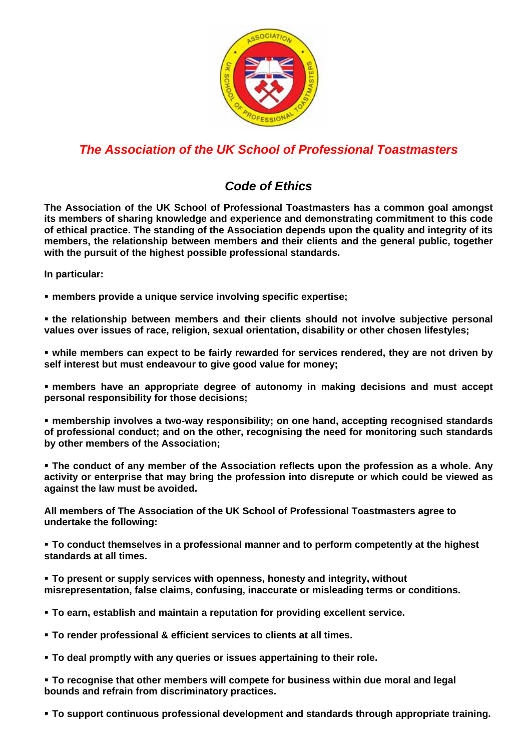# The Association of the UK School of Professional Toastmasters

## Code of Ethics

**The Association of the UK School of Professional Toastmasters has a common goal amongst its members of sharing knowledge and experience and demonstrating commitment to this code of ethical practice. The standing of the Association depends upon the quality and integrity of its members, the relationship between members and their clients and the general public, together with the pursuit of the highest possible professional standards.**

**In particular:**

- **members provide a unique service involving specific expertise;**
- **the relationship between members and their clients should not involve subjective personal values over issues of race, religion, sexual orientation, disability or other chosen lifestyles;**
- **while members can expect to be fairly rewarded for services rendered, they are not driven by self interest but must endeavour to give good value for money;**
- **members have an appropriate degree of autonomy in making decisions and must accept personal responsibility for those decisions;**
- **membership involves a two-way responsibility; on one hand, accepting recognised standards of professional conduct; and on the other, recognising the need for monitoring such standards by other members of the Association;**
- **The conduct of any member of the Association reflects upon the profession as a whole. Any activity or enterprise that may bring the profession into disrepute or which could be viewed as against the law must be avoided.**

**All members of The Association of the UK School of Professional Toastmasters agree to undertake the following:**

- **To conduct themselves in a professional manner and to perform competently at the highest standards at all times.**
- **To present or supply services with openness, honesty and integrity, without misrepresentation, false claims, confusing, inaccurate or misleading terms or conditions.**
- **To earn, establish and maintain a reputation for providing excellent service.**
- **To render professional & efficient services to clients at all times.**
- **To deal promptly with any queries or issues appertaining to their role.**
- **To recognise that other members will compete for business within due moral and legal bounds and refrain from discriminatory practices.**
- **To support continuous professional development and standards through appropriate training.**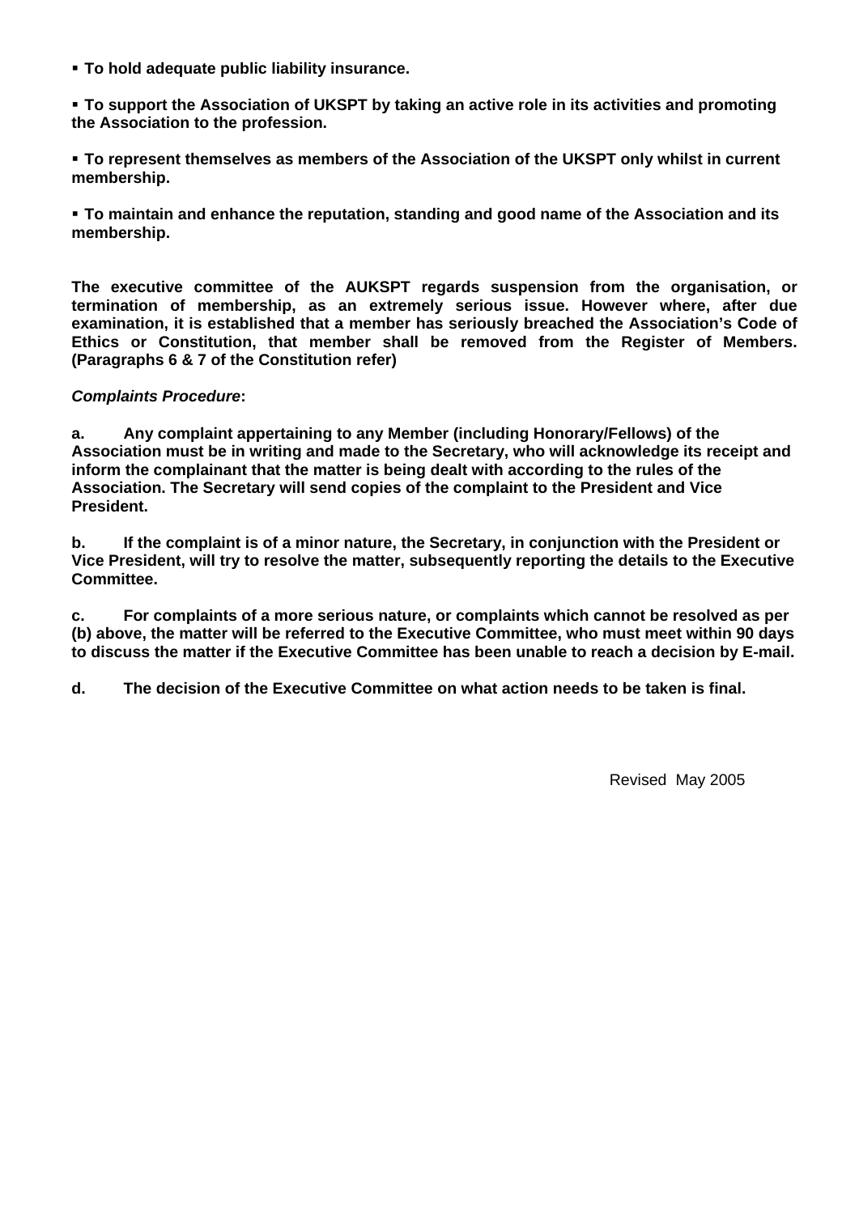- **To hold adequate public liability insurance.**

- **To support the Association of UKSPT by taking an active role in its activities and promoting the Association to the profession.**

- **To represent themselves as members of the Association of the UKSPT only whilst in current membership.**

- **To maintain and enhance the reputation, standing and good name of the Association and its membership.**

**The executive committee of the AUKSPT regards suspension from the organisation, or termination of membership, as an extremely serious issue. However where, after due examination, it is established that a member has seriously breached the Association's Code of Ethics or Constitution, that member shall be removed from the Register of Members. (Paragraphs 6 & 7 of the Constitution refer)**

***Complaints Procedure*:**

**a. Any complaint appertaining to any Member (including Honorary/Fellows) of the Association must be in writing and made to the Secretary, who will acknowledge its receipt and inform the complainant that the matter is being dealt with according to the rules of the Association. The Secretary will send copies of the complaint to the President and Vice President.**

**b. If the complaint is of a minor nature, the Secretary, in conjunction with the President or Vice President, will try to resolve the matter, subsequently reporting the details to the Executive Committee.**

**c. For complaints of a more serious nature, or complaints which cannot be resolved as per (b) above, the matter will be referred to the Executive Committee, who must meet within 90 days to discuss the matter if the Executive Committee has been unable to reach a decision by E-mail.**

**d. The decision of the Executive Committee on what action needs to be taken is final.**

Revised May 2005